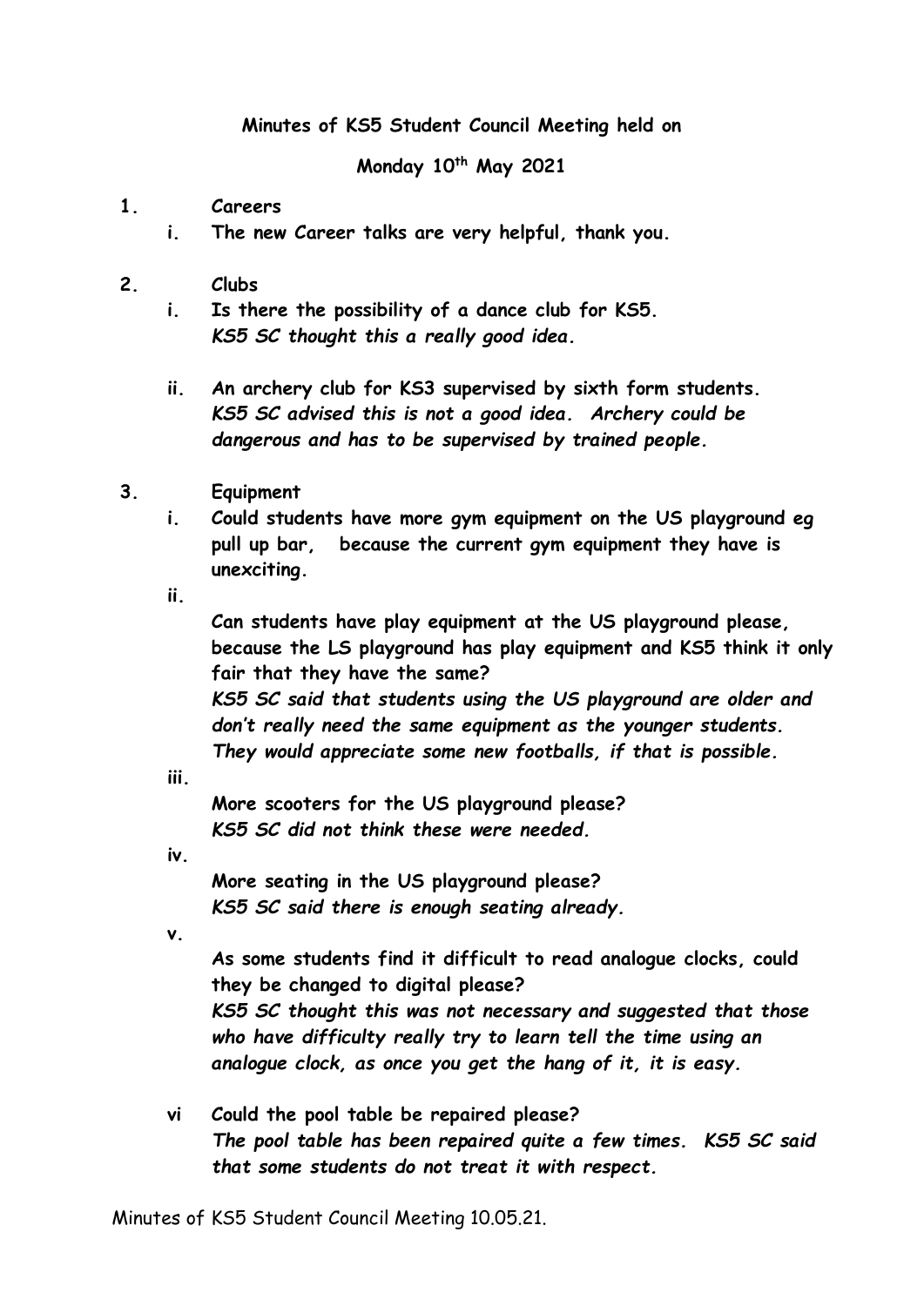**Minutes of KS5 Student Council Meeting held on**

**Monday 10th May 2021**

**1. Careers**

**i. The new Career talks are very helpful, thank you.**

**2. Clubs**

**i. Is there the possibility of a dance club for KS5.**
***KS5 SC thought this a really good idea.***

**ii. An archery club for KS3 supervised by sixth form students.**
***KS5 SC advised this is not a good idea. Archery could be dangerous and has to be supervised by trained people.***

**3. Equipment**

**i. Could students have more gym equipment on the US playground eg pull up bar, because the current gym equipment they have is unexciting.**

**ii.**
**Can students have play equipment at the US playground please, because the LS playground has play equipment and KS5 think it only fair that they have the same?**
***KS5 SC said that students using the US playground are older and don't really need the same equipment as the younger students. They would appreciate some new footballs, if that is possible.***

**iii.**
**More scooters for the US playground please?**
***KS5 SC did not think these were needed.***

**iv.**
**More seating in the US playground please?**
***KS5 SC said there is enough seating already.***

**v.**
**As some students find it difficult to read analogue clocks, could they be changed to digital please?**
***KS5 SC thought this was not necessary and suggested that those who have difficulty really try to learn tell the time using an analogue clock, as once you get the hang of it, it is easy.***

**vi Could the pool table be repaired please?**
***The pool table has been repaired quite a few times. KS5 SC said that some students do not treat it with respect.***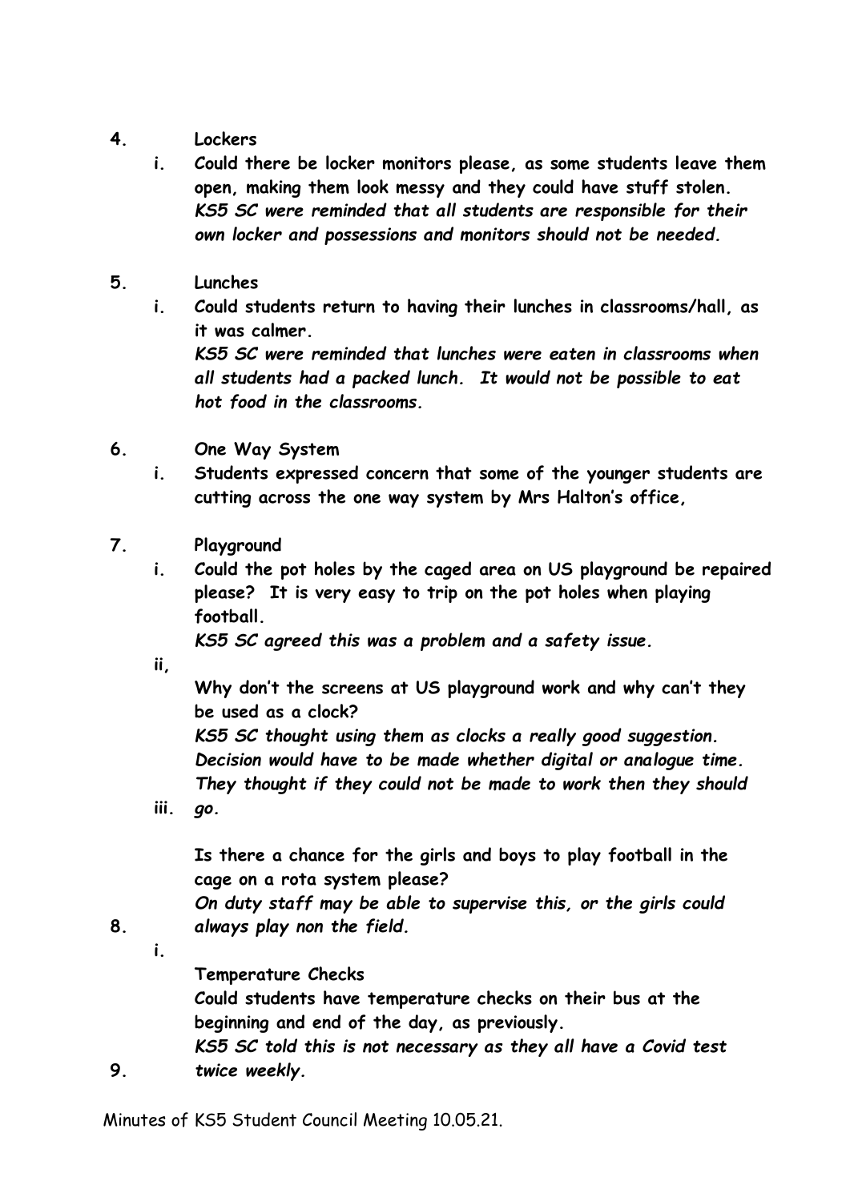4. **Lockers**
   i. **Could there be locker monitors please, as some students leave them open, making them look messy and they could have stuff stolen.**
   ***KS5 SC were reminded that all students are responsible for their own locker and possessions and monitors should not be needed.***

5. **Lunches**
   i. **Could students return to having their lunches in classrooms/hall, as it was calmer.**
   ***KS5 SC were reminded that lunches were eaten in classrooms when all students had a packed lunch. It would not be possible to eat hot food in the classrooms.***

6. **One Way System**
   i. **Students expressed concern that some of the younger students are cutting across the one way system by Mrs Halton's office,**

7. **Playground**
   i. **Could the pot holes by the caged area on US playground be repaired please? It is very easy to trip on the pot holes when playing football.**
   ***KS5 SC agreed this was a problem and a safety issue.***

   ii, **Why don't the screens at US playground work and why can't they be used as a clock?**
   ***KS5 SC thought using them as clocks a really good suggestion. Decision would have to be made whether digital or analogue time. They thought if they could not be made to work then they should go.***

   iii. **Is there a chance for the girls and boys to play football in the cage on a rota system please?**
   ***On duty staff may be able to supervise this, or the girls could always play non the field.***

8. **Temperature Checks**
   i. **Could students have temperature checks on their bus at the beginning and end of the day, as previously.**
   ***KS5 SC told this is not necessary as they all have a Covid test twice weekly.***

9.

Minutes of KS5 Student Council Meeting 10.05.21.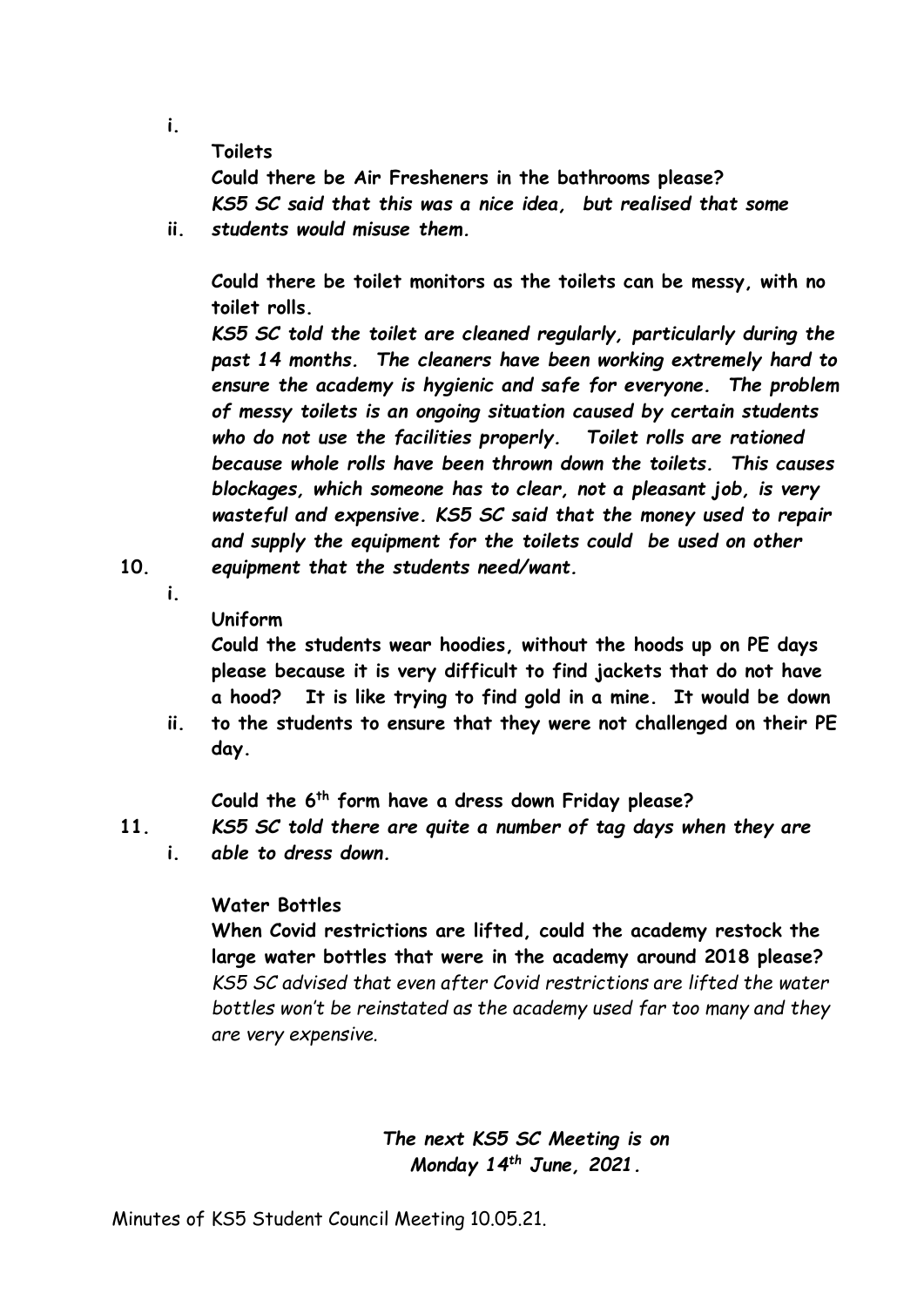i. **Toilets**

ii. **Could there be Air Fresheners in the bathrooms please?**
*KS5 SC said that this was a nice idea, but realised that some students would misuse them.*

**Could there be toilet monitors as the toilets can be messy, with no toilet rolls.**
*KS5 SC told the toilet are cleaned regularly, particularly during the past 14 months. The cleaners have been working extremely hard to ensure the academy is hygienic and safe for everyone. The problem of messy toilets is an ongoing situation caused by certain students who do not use the facilities properly. Toilet rolls are rationed because whole rolls have been thrown down the toilets. This causes blockages, which someone has to clear, not a pleasant job, is very wasteful and expensive. KS5 SC said that the money used to repair and supply the equipment for the toilets could be used on other equipment that the students need/want.*

10.

i. **Uniform**

ii. **Could the students wear hoodies, without the hoods up on PE days please because it is very difficult to find jackets that do not have a hood? It is like trying to find gold in a mine. It would be down to the students to ensure that they were not challenged on their PE day.**

**Could the 6th form have a dress down Friday please?**
*KS5 SC told there are quite a number of tag days when they are able to dress down.*

11.

i. **Water Bottles**

**When Covid restrictions are lifted, could the academy restock the large water bottles that were in the academy around 2018 please?**
*KS5 SC advised that even after Covid restrictions are lifted the water bottles won't be reinstated as the academy used far too many and they are very expensive.*

***The next KS5 SC Meeting is on Monday 14th June, 2021.***

Minutes of KS5 Student Council Meeting 10.05.21.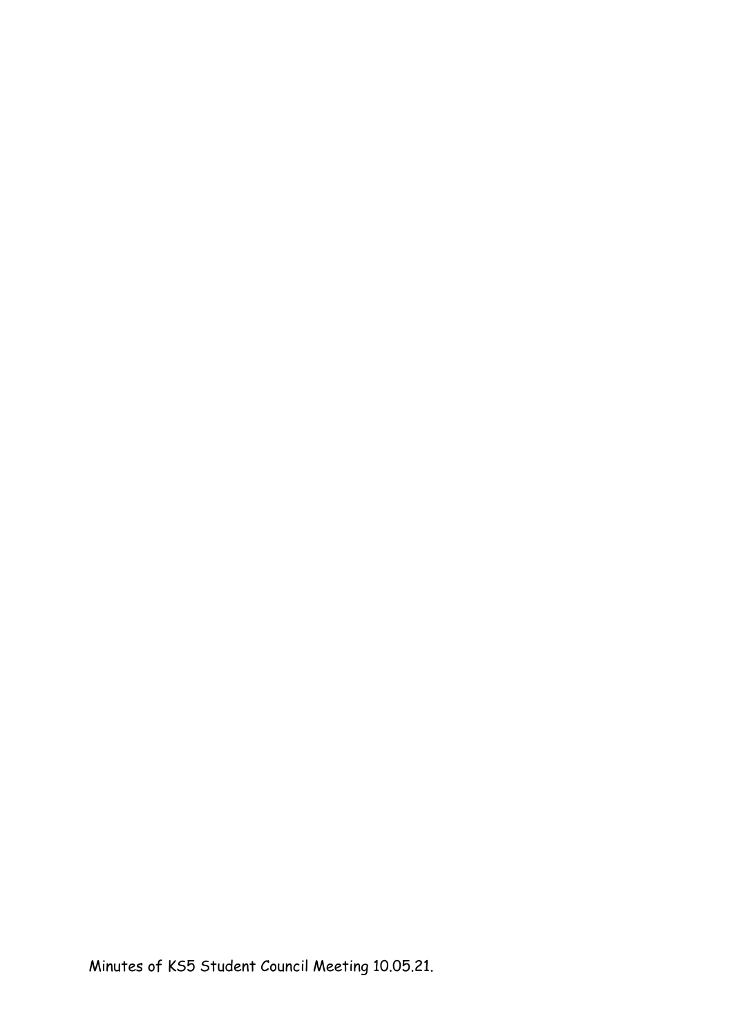Minutes of KS5 Student Council Meeting 10.05.21.